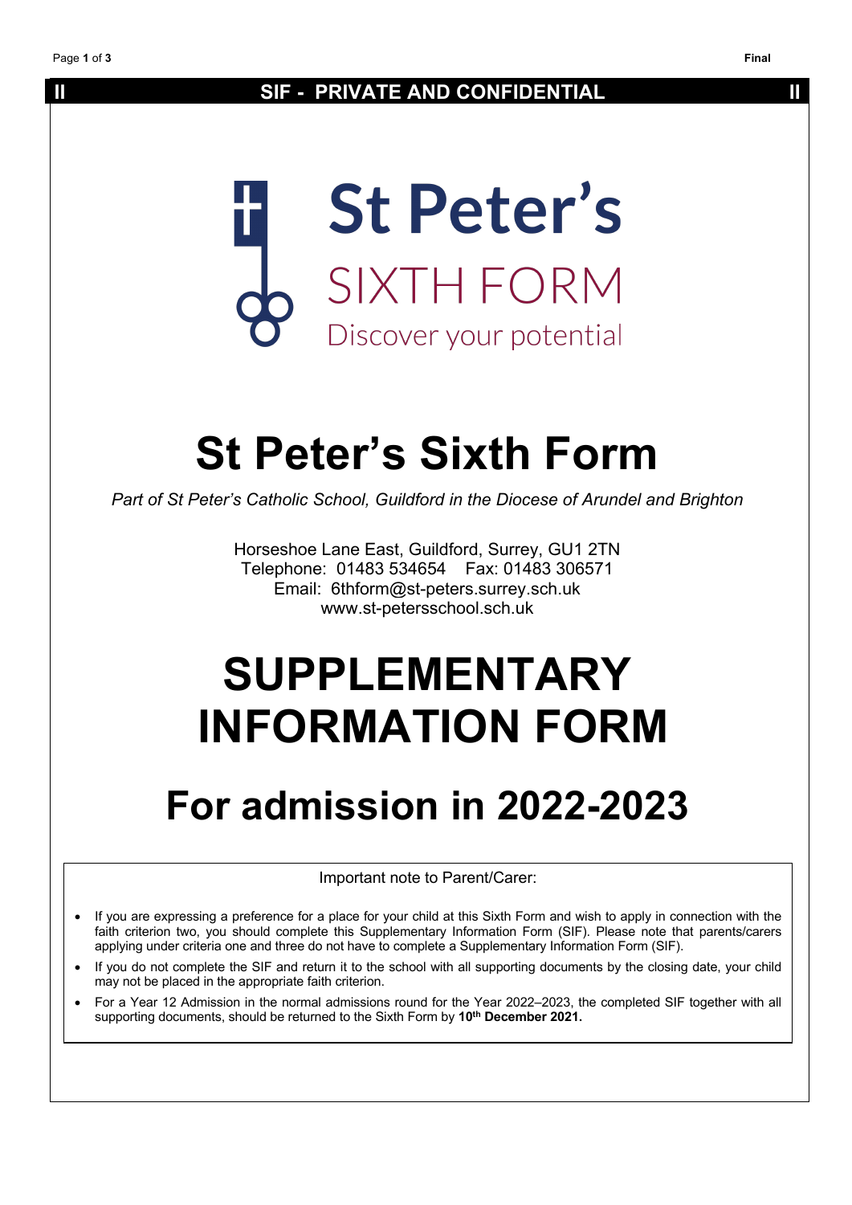**SIF - PRIVATE AND CONFIDENTIAL**

St Peter's
SIXTH FORM
Discover your potential

# St Peter's Sixth Form

*Part of St Peter's Catholic School, Guildford in the Diocese of Arundel and Brighton*

Horseshoe Lane East, Guildford, Surrey, GU1 2TN
Telephone: 01483 534654 Fax: 01483 306571
Email: 6thform@st-peters.surrey.sch.uk
www.st-petersschool.sch.uk

# SUPPLEMENTARY INFORMATION FORM

## For admission in 2022-2023

Important note to Parent/Carer:

- If you are expressing a preference for a place for your child at this Sixth Form and wish to apply in connection with the faith criterion two, you should complete this Supplementary Information Form (SIF). Please note that parents/carers applying under criteria one and three do not have to complete a Supplementary Information Form (SIF).
- If you do not complete the SIF and return it to the school with all supporting documents by the closing date, your child may not be placed in the appropriate faith criterion.
- For a Year 12 Admission in the normal admissions round for the Year 2022–2023, the completed SIF together with all supporting documents, should be returned to the Sixth Form by **10th December 2021.**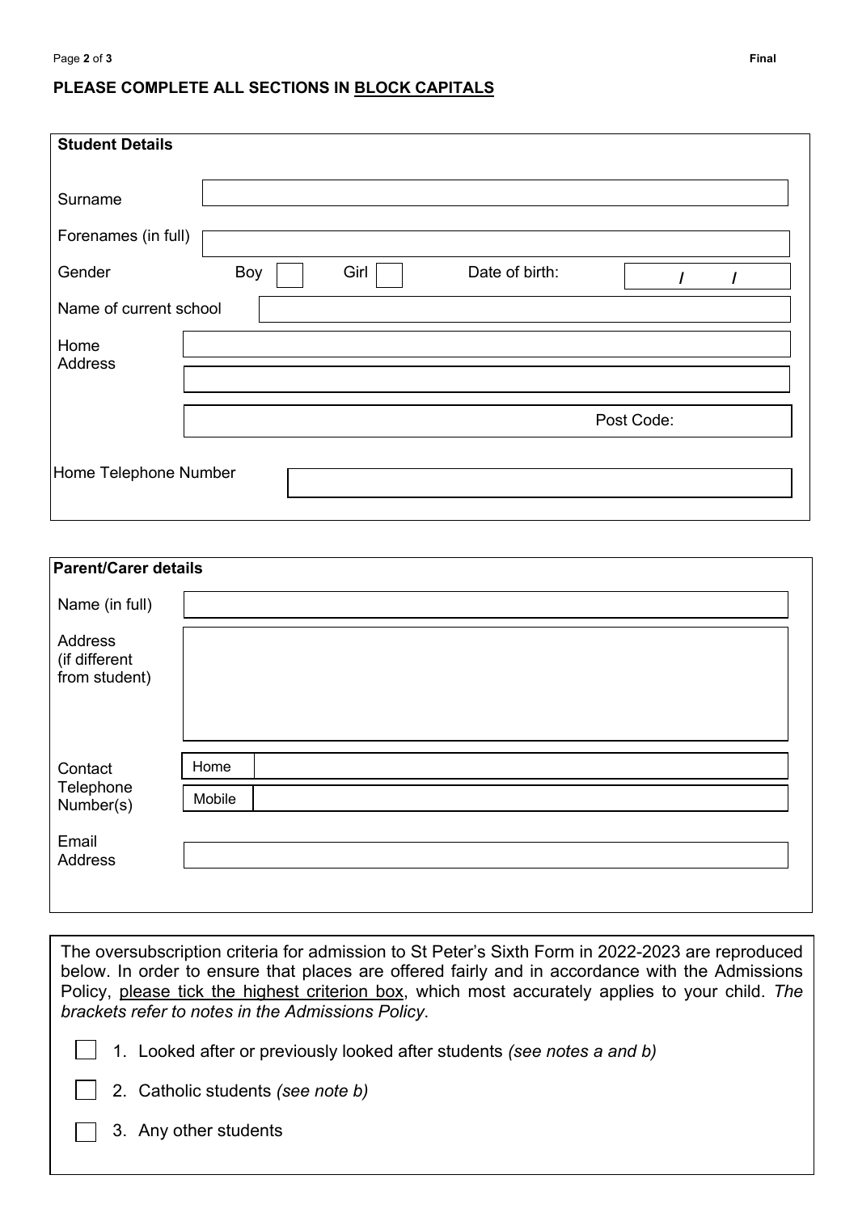**PLEASE COMPLETE ALL SECTIONS IN BLOCK CAPITALS**

**Student Details**

Surname

Forenames (in full)

Gender    Boy ☐    Girl ☐    Date of birth:    /    /

Name of current school

Home Address

Post Code:

Home Telephone Number

**Parent/Carer details**

Name (in full)

Address (if different from student)

Contact Telephone Number(s)    Home    Mobile

Email Address

The oversubscription criteria for admission to St Peter's Sixth Form in 2022-2023 are reproduced below. In order to ensure that places are offered fairly and in accordance with the Admissions Policy, please tick the highest criterion box, which most accurately applies to your child. *The brackets refer to notes in the Admissions Policy*.

☐ 1. Looked after or previously looked after students *(see notes a and b)*

☐ 2. Catholic students *(see note b)*

☐ 3. Any other students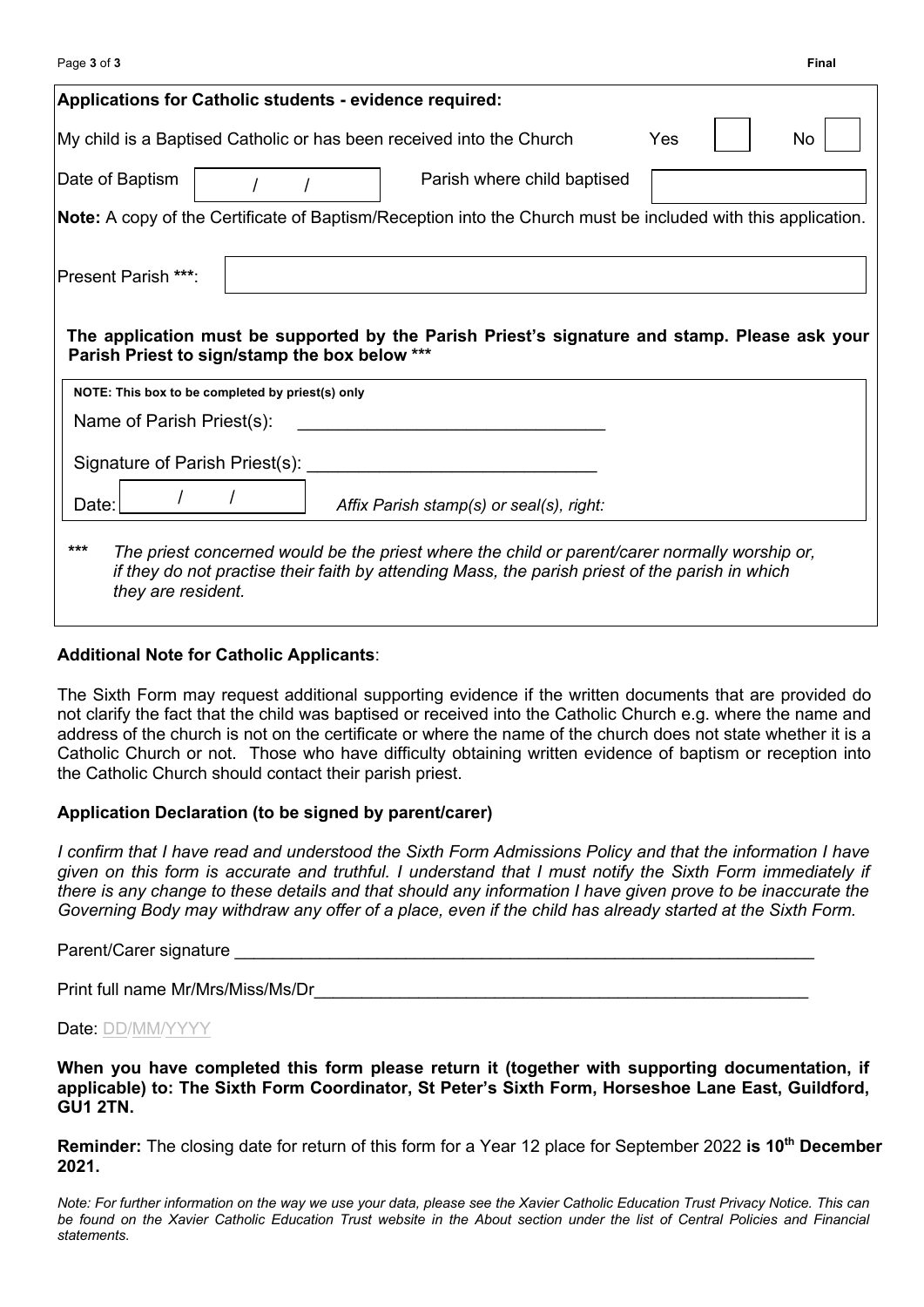**Applications for Catholic students - evidence required:**

My child is a Baptised Catholic or has been received into the Church Yes ☐ No ☐

Date of Baptism: / / Parish where child baptised: ____________

**Note:** A copy of the Certificate of Baptism/Reception into the Church must be included with this application.

Present Parish ***: ____________

**The application must be supported by the Parish Priest's signature and stamp. Please ask your Parish Priest to sign/stamp the box below ***

**NOTE: This box to be completed by priest(s) only**

Name of Parish Priest(s): ______________________________

Signature of Parish Priest(s): ______________________________

Date: / / *Affix Parish stamp(s) or seal(s), right:*

*** *The priest concerned would be the priest where the child or parent/carer normally worship or, if they do not practise their faith by attending Mass, the parish priest of the parish in which they are resident.*

**Additional Note for Catholic Applicants**:

The Sixth Form may request additional supporting evidence if the written documents that are provided do not clarify the fact that the child was baptised or received into the Catholic Church e.g. where the name and address of the church is not on the certificate or where the name of the church does not state whether it is a Catholic Church or not. Those who have difficulty obtaining written evidence of baptism or reception into the Catholic Church should contact their parish priest.

**Application Declaration (to be signed by parent/carer)**

*I confirm that I have read and understood the Sixth Form Admissions Policy and that the information I have given on this form is accurate and truthful. I understand that I must notify the Sixth Form immediately if there is any change to these details and that should any information I have given prove to be inaccurate the Governing Body may withdraw any offer of a place, even if the child has already started at the Sixth Form.*

Parent/Carer signature ______________________________________________________________

Print full name Mr/Mrs/Miss/Ms/Dr_____________________________________________________

Date: DD/MM/YYYY

**When you have completed this form please return it (together with supporting documentation, if applicable) to: The Sixth Form Coordinator, St Peter's Sixth Form, Horseshoe Lane East, Guildford, GU1 2TN.**

**Reminder:** The closing date for return of this form for a Year 12 place for September 2022 **is 10th December 2021.**

*Note: For further information on the way we use your data, please see the Xavier Catholic Education Trust Privacy Notice. This can be found on the Xavier Catholic Education Trust website in the About section under the list of Central Policies and Financial statements.*